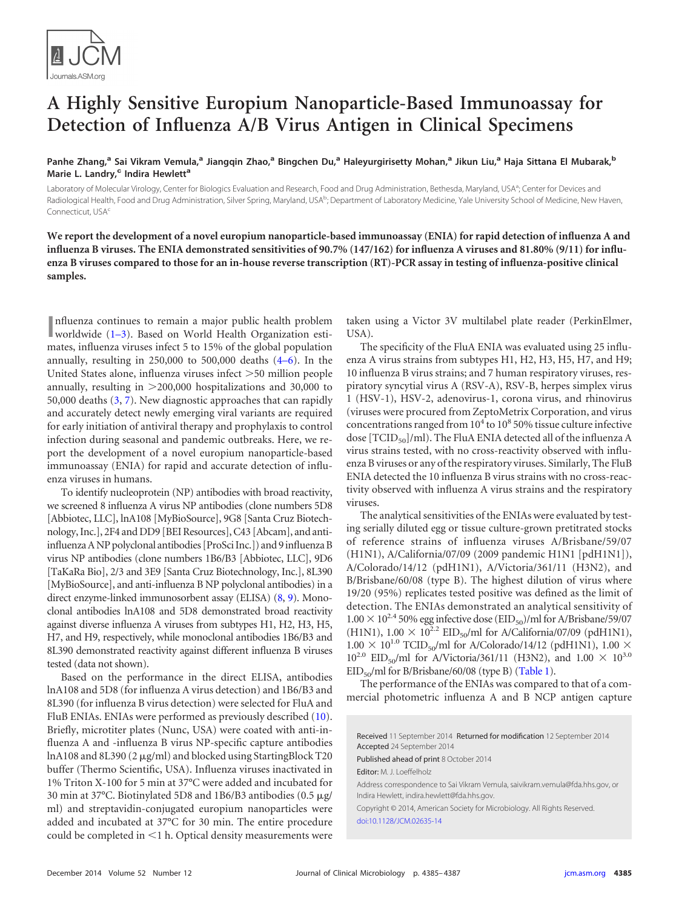# A Highly Sensitive Europium Nanoparticle-Based Immunoassay for Detection of Influenza A/B Virus Antigen in Clinical Specimens

**Panhe Zhang,[a] Sai Vikram Vemula,[a] Jiangqin Zhao,[a] Bingchen Du,[a] Haleyurgirisetty Mohan,[a] Jikun Liu,[a] Haja Sittana El Mubarak,[b] Marie L. Landry,[c] Indira Hewlett[a]**

Laboratory of Molecular Virology, Center for Biologics Evaluation and Research, Food and Drug Administration, Bethesda, Maryland, USA[a]; Center for Devices and Radiological Health, Food and Drug Administration, Silver Spring, Maryland, USA[b]; Department of Laboratory Medicine, Yale University School of Medicine, New Haven, Connecticut, USA[c]

**We report the development of a novel europium nanoparticle-based immunoassay (ENIA) for rapid detection of influenza A and influenza B viruses. The ENIA demonstrated sensitivities of 90.7% (147/162) for influenza A viruses and 81.80% (9/11) for influenza B viruses compared to those for an in-house reverse transcription (RT)-PCR assay in testing of influenza-positive clinical samples.**

Influenza continues to remain a major public health problem worldwide (1–3). Based on World Health Organization estimates, influenza viruses infect 5 to 15% of the global population annually, resulting in 250,000 to 500,000 deaths (4–6). In the United States alone, influenza viruses infect >50 million people annually, resulting in >200,000 hospitalizations and 30,000 to 50,000 deaths (3, 7). New diagnostic approaches that can rapidly and accurately detect newly emerging viral variants are required for early initiation of antiviral therapy and prophylaxis to control infection during seasonal and pandemic outbreaks. Here, we report the development of a novel europium nanoparticle-based immunoassay (ENIA) for rapid and accurate detection of influenza viruses in humans.

To identify nucleoprotein (NP) antibodies with broad reactivity, we screened 8 influenza A virus NP antibodies (clone numbers 5D8 [Abbiotec, LLC], lnA108 [MyBioSource], 9G8 [Santa Cruz Biotechnology, Inc.], 2F4 and DD9 [BEI Resources], C43 [Abcam], and anti-influenza A NP polyclonal antibodies [ProSci Inc.]) and 9 influenza B virus NP antibodies (clone numbers 1B6/B3 [Abbiotec, LLC], 9D6 [TaKaRa Bio], 2/3 and 3E9 [Santa Cruz Biotechnology, Inc.], 8L390 [MyBioSource], and anti-influenza B NP polyclonal antibodies) in a direct enzyme-linked immunosorbent assay (ELISA) (8, 9). Monoclonal antibodies lnA108 and 5D8 demonstrated broad reactivity against diverse influenza A viruses from subtypes H1, H2, H3, H5, H7, and H9, respectively, while monoclonal antibodies 1B6/B3 and 8L390 demonstrated reactivity against different influenza B viruses tested (data not shown).

Based on the performance in the direct ELISA, antibodies lnA108 and 5D8 (for influenza A virus detection) and 1B6/B3 and 8L390 (for influenza B virus detection) were selected for FluA and FluB ENIAs. ENIAs were performed as previously described (10). Briefly, microtiter plates (Nunc, USA) were coated with anti-influenza A and -influenza B virus NP-specific capture antibodies lnA108 and 8L390 (2 μg/ml) and blocked using StartingBlock T20 buffer (Thermo Scientific, USA). Influenza viruses inactivated in 1% Triton X-100 for 5 min at 37°C were added and incubated for 30 min at 37°C. Biotinylated 5D8 and 1B6/B3 antibodies (0.5 μg/ml) and streptavidin-conjugated europium nanoparticles were added and incubated at 37°C for 30 min. The entire procedure could be completed in <1 h. Optical density measurements were taken using a Victor 3V multilabel plate reader (PerkinElmer, USA).

The specificity of the FluA ENIA was evaluated using 25 influenza A virus strains from subtypes H1, H2, H3, H5, H7, and H9; 10 influenza B virus strains; and 7 human respiratory viruses, respiratory syncytial virus A (RSV-A), RSV-B, herpes simplex virus 1 (HSV-1), HSV-2, adenovirus-1, corona virus, and rhinovirus (viruses were procured from ZeptoMetrix Corporation, and virus concentrations ranged from $10^4$ to $10^8$ 50% tissue culture infective dose [$TCID_{50}$]/ml). The FluA ENIA detected all of the influenza A virus strains tested, with no cross-reactivity observed with influenza B viruses or any of the respiratory viruses. Similarly, The FluB ENIA detected the 10 influenza B virus strains with no cross-reactivity observed with influenza A virus strains and the respiratory viruses.

The analytical sensitivities of the ENIAs were evaluated by testing serially diluted egg or tissue culture-grown pretitrated stocks of reference strains of influenza viruses A/Brisbane/59/07 (H1N1), A/California/07/09 (2009 pandemic H1N1 [pdH1N1]), A/Colorado/14/12 (pdH1N1), A/Victoria/361/11 (H3N2), and B/Brisbane/60/08 (type B). The highest dilution of virus where 19/20 (95%) replicates tested positive was defined as the limit of detection. The ENIAs demonstrated an analytical sensitivity of $1.00 \times 10^{2.4}$ 50% egg infective dose ($EID_{50}$)/ml for A/Brisbane/59/07 (H1N1), $1.00 \times 10^{2.2}$ $EID_{50}$/ml for A/California/07/09 (pdH1N1), $1.00 \times 10^{1.0}$ $TCID_{50}$/ml for A/Colorado/14/12 (pdH1N1), $1.00 \times 10^{2.0}$ $EID_{50}$/ml for A/Victoria/361/11 (H3N2), and $1.00 \times 10^{3.0}$ $EID_{50}$/ml for B/Brisbane/60/08 (type B) (Table 1).

The performance of the ENIAs was compared to that of a commercial photometric influenza A and B NCP antigen capture

Received 11 September 2014 Returned for modification 12 September 2014 Accepted 24 September 2014

Published ahead of print 8 October 2014

Editor: M. J. Loeffelholz

Address correspondence to Sai Vikram Vemula, saivikram.vemula@fda.hhs.gov, or Indira Hewlett, indira.hewlett@fda.hhs.gov.

Copyright © 2014, American Society for Microbiology. All Rights Reserved.

doi:10.1128/JCM.02635-14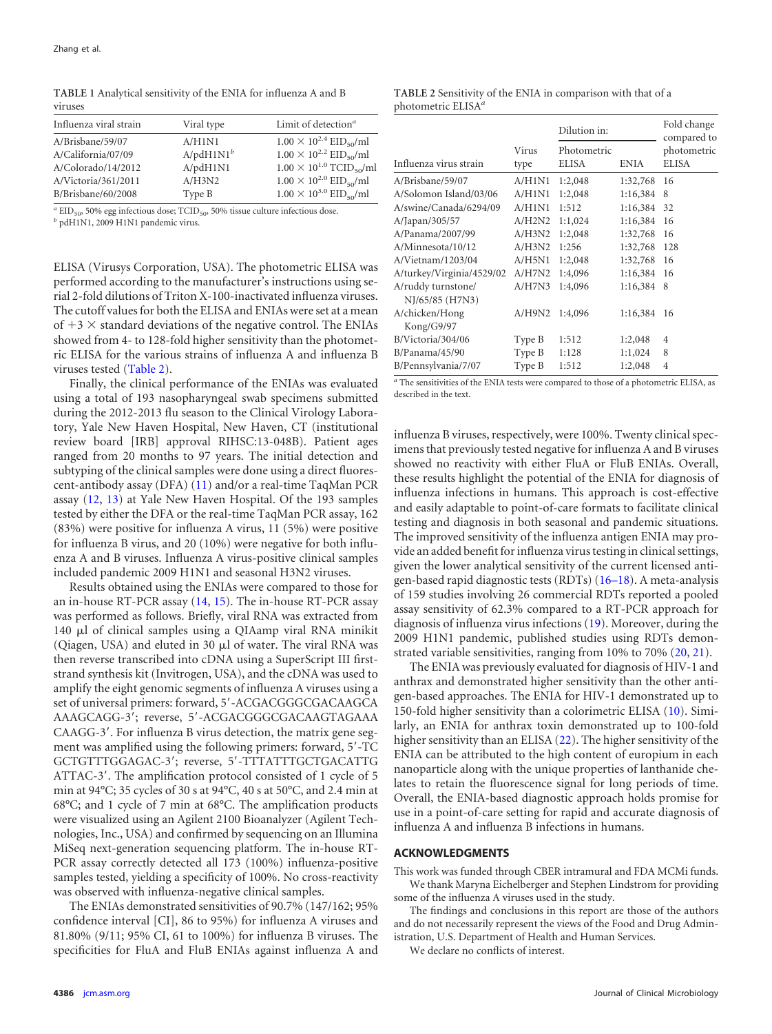**TABLE 1** Analytical sensitivity of the ENIA for influenza A and B viruses

| Influenza viral strain | Viral type | Limit of detection[a] |
|---|---|---|
| A/Brisbane/59/07 | A/H1N1 | $1.00 \times 10^{2.4}$ $EID_{50}$/ml |
| A/California/07/09 | A/pdH1N1[b] | $1.00 \times 10^{2.2}$ $EID_{50}$/ml |
| A/Colorado/14/2012 | A/pdH1N1 | $1.00 \times 10^{1.0}$ $TCID_{50}$/ml |
| A/Victoria/361/2011 | A/H3N2 | $1.00 \times 10^{2.0}$ $EID_{50}$/ml |
| B/Brisbane/60/2008 | Type B | $1.00 \times 10^{3.0}$ $EID_{50}$/ml |

[a] $EID_{50}$, 50% egg infectious dose; $TCID_{50}$, 50% tissue culture infectious dose.
[b] pdH1N1, 2009 H1N1 pandemic virus.

ELISA (Virusys Corporation, USA). The photometric ELISA was performed according to the manufacturer's instructions using serial 2-fold dilutions of Triton X-100-inactivated influenza viruses. The cutoff values for both the ELISA and ENIAs were set at a mean of $+3 \times$ standard deviations of the negative control. The ENIAs showed from 4- to 128-fold higher sensitivity than the photometric ELISA for the various strains of influenza A and influenza B viruses tested (Table 2).

Finally, the clinical performance of the ENIAs was evaluated using a total of 193 nasopharyngeal swab specimens submitted during the 2012-2013 flu season to the Clinical Virology Laboratory, Yale New Haven Hospital, New Haven, CT (institutional review board [IRB] approval RIHSC:13-048B). Patient ages ranged from 20 months to 97 years. The initial detection and subtyping of the clinical samples were done using a direct fluorescent-antibody assay (DFA) (11) and/or a real-time TaqMan PCR assay (12, 13) at Yale New Haven Hospital. Of the 193 samples tested by either the DFA or the real-time TaqMan PCR assay, 162 (83%) were positive for influenza A virus, 11 (5%) were positive for influenza B virus, and 20 (10%) were negative for both influenza A and B viruses. Influenza A virus-positive clinical samples included pandemic 2009 H1N1 and seasonal H3N2 viruses.

Results obtained using the ENIAs were compared to those for an in-house RT-PCR assay (14, 15). The in-house RT-PCR assay was performed as follows. Briefly, viral RNA was extracted from 140 μl of clinical samples using a QIAamp viral RNA minikit (Qiagen, USA) and eluted in 30 μl of water. The viral RNA was then reverse transcribed into cDNA using a SuperScript III first-strand synthesis kit (Invitrogen, USA), and the cDNA was used to amplify the eight genomic segments of influenza A viruses using a set of universal primers: forward, 5′-ACGACGGGCGACAAGCAAAAGCAGG-3′; reverse, 5′-ACGACGGGCGACAAGTAGAAACAAGG-3′. For influenza B virus detection, the matrix gene segment was amplified using the following primers: forward, 5′-TCGCTGTTTGGAGAC-3′; reverse, 5′-TTTATTTGCTGACATTGATTAC-3′. The amplification protocol consisted of 1 cycle of 5 min at 94°C; 35 cycles of 30 s at 94°C, 40 s at 50°C, and 2.4 min at 68°C; and 1 cycle of 7 min at 68°C. The amplification products were visualized using an Agilent 2100 Bioanalyzer (Agilent Technologies, Inc., USA) and confirmed by sequencing on an Illumina MiSeq next-generation sequencing platform. The in-house RT-PCR assay correctly detected all 173 (100%) influenza-positive samples tested, yielding a specificity of 100%. No cross-reactivity was observed with influenza-negative clinical samples.

The ENIAs demonstrated sensitivities of 90.7% (147/162; 95% confidence interval [CI], 86 to 95%) for influenza A viruses and 81.80% (9/11; 95% CI, 61 to 100%) for influenza B viruses. The specificities for FluA and FluB ENIAs against influenza A and influenza B viruses, respectively, were 100%. Twenty clinical specimens that previously tested negative for influenza A and B viruses showed no reactivity with either FluA or FluB ENIAs. Overall, these results highlight the potential of the ENIA for diagnosis of influenza infections in humans. This approach is cost-effective and easily adaptable to point-of-care formats to facilitate clinical testing and diagnosis in both seasonal and pandemic situations. The improved sensitivity of the influenza antigen ENIA may provide an added benefit for influenza virus testing in clinical settings, given the lower analytical sensitivity of the current licensed antigen-based rapid diagnostic tests (RDTs) (16–18). A meta-analysis of 159 studies involving 26 commercial RDTs reported a pooled assay sensitivity of 62.3% compared to a RT-PCR approach for diagnosis of influenza virus infections (19). Moreover, during the 2009 H1N1 pandemic, published studies using RDTs demonstrated variable sensitivities, ranging from 10% to 70% (20, 21).

The ENIA was previously evaluated for diagnosis of HIV-1 and anthrax and demonstrated higher sensitivity than the other antigen-based approaches. The ENIA for HIV-1 demonstrated up to 150-fold higher sensitivity than a colorimetric ELISA (10). Similarly, an ENIA for anthrax toxin demonstrated up to 100-fold higher sensitivity than an ELISA (22). The higher sensitivity of the ENIA can be attributed to the high content of europium in each nanoparticle along with the unique properties of lanthanide chelates to retain the fluorescence signal for long periods of time. Overall, the ENIA-based diagnostic approach holds promise for use in a point-of-care setting for rapid and accurate diagnosis of influenza A and influenza B infections in humans.

**TABLE 2** Sensitivity of the ENIA in comparison with that of a photometric ELISA[a]

| Influenza virus strain | Virus type | Dilution in: Photometric ELISA | ENIA | Fold change compared to photometric ELISA |
|---|---|---|---|---|
| A/Brisbane/59/07 | A/H1N1 | 1:2,048 | 1:32,768 | 16 |
| A/Solomon Island/03/06 | A/H1N1 | 1:2,048 | 1:16,384 | 8 |
| A/swine/Canada/6294/09 | A/H1N1 | 1:512 | 1:16,384 | 32 |
| A/Japan/305/57 | A/H2N2 | 1:1,024 | 1:16,384 | 16 |
| A/Panama/2007/99 | A/H3N2 | 1:2,048 | 1:32,768 | 16 |
| A/Minnesota/10/12 | A/H3N2 | 1:256 | 1:32,768 | 128 |
| A/Vietnam/1203/04 | A/H5N1 | 1:2,048 | 1:32,768 | 16 |
| A/turkey/Virginia/4529/02 | A/H7N2 | 1:4,096 | 1:16,384 | 16 |
| A/ruddy turnstone/NJ/65/85 (H7N3) | A/H7N3 | 1:4,096 | 1:16,384 | 8 |
| A/chicken/Hong Kong/G9/97 | A/H9N2 | 1:4,096 | 1:16,384 | 16 |
| B/Victoria/304/06 | Type B | 1:512 | 1:2,048 | 4 |
| B/Panama/45/90 | Type B | 1:128 | 1:1,024 | 8 |
| B/Pennsylvania/7/07 | Type B | 1:512 | 1:2,048 | 4 |

[a] The sensitivities of the ENIA tests were compared to those of a photometric ELISA, as described in the text.

## ACKNOWLEDGMENTS

This work was funded through CBER intramural and FDA MCMi funds.

We thank Maryna Eichelberger and Stephen Lindstrom for providing some of the influenza A viruses used in the study.

The findings and conclusions in this report are those of the authors and do not necessarily represent the views of the Food and Drug Administration, U.S. Department of Health and Human Services.

We declare no conflicts of interest.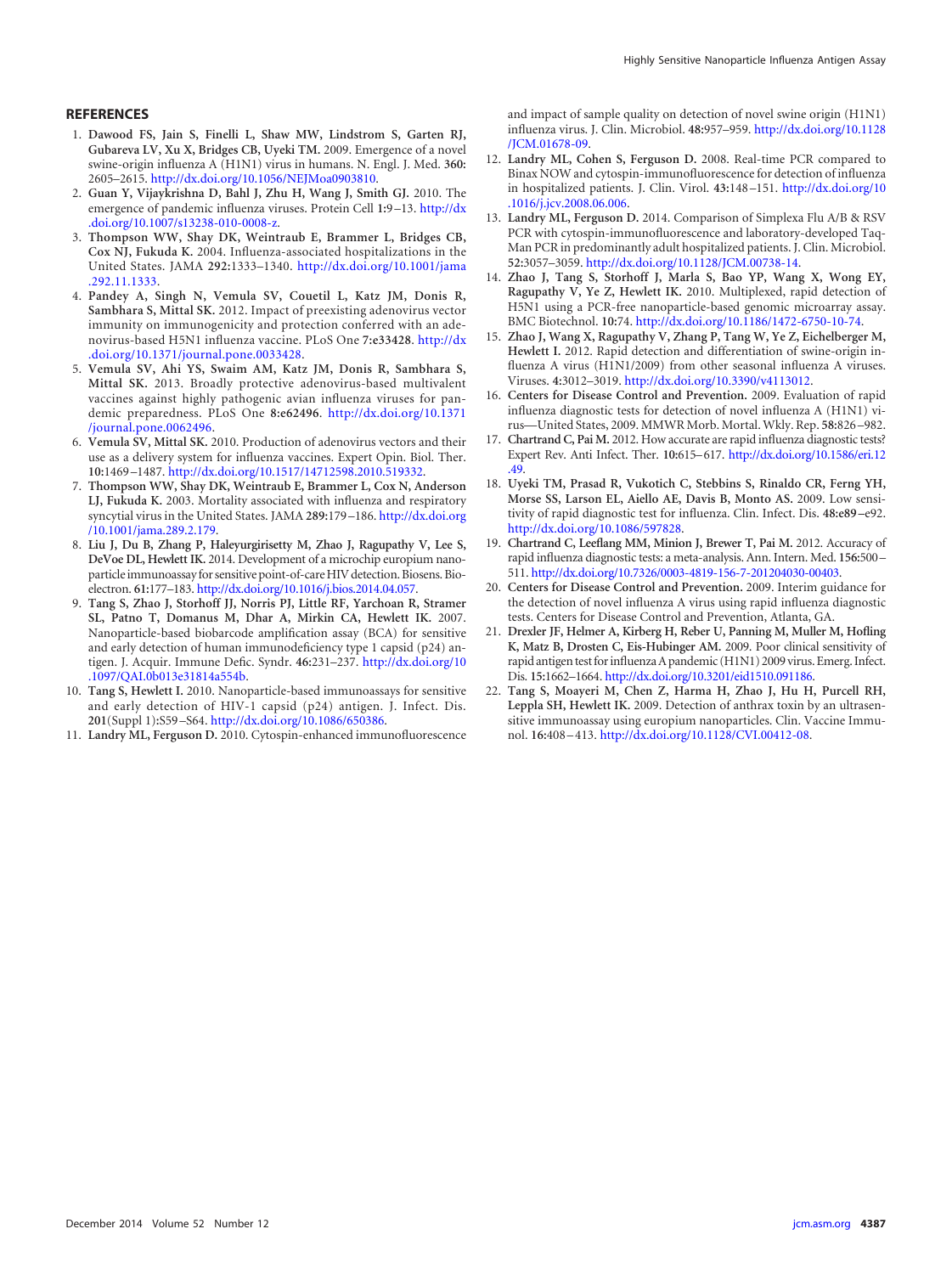## REFERENCES

1. **Dawood FS, Jain S, Finelli L, Shaw MW, Lindstrom S, Garten RJ, Gubareva LV, Xu X, Bridges CB, Uyeki TM.** 2009. Emergence of a novel swine-origin influenza A (H1N1) virus in humans. N. Engl. J. Med. **360:** 2605–2615. http://dx.doi.org/10.1056/NEJMoa0903810.
2. **Guan Y, Vijaykrishna D, Bahl J, Zhu H, Wang J, Smith GJ.** 2010. The emergence of pandemic influenza viruses. Protein Cell **1:**9–13. http://dx.doi.org/10.1007/s13238-010-0008-z.
3. **Thompson WW, Shay DK, Weintraub E, Brammer L, Bridges CB, Cox NJ, Fukuda K.** 2004. Influenza-associated hospitalizations in the United States. JAMA **292:**1333–1340. http://dx.doi.org/10.1001/jama.292.11.1333.
4. **Pandey A, Singh N, Vemula SV, Couetil L, Katz JM, Donis R, Sambhara S, Mittal SK.** 2012. Impact of preexisting adenovirus vector immunity on immunogenicity and protection conferred with an adenovirus-based H5N1 influenza vaccine. PLoS One **7:e33428**. http://dx.doi.org/10.1371/journal.pone.0033428.
5. **Vemula SV, Ahi YS, Swaim AM, Katz JM, Donis R, Sambhara S, Mittal SK.** 2013. Broadly protective adenovirus-based multivalent vaccines against highly pathogenic avian influenza viruses for pandemic preparedness. PLoS One **8:e62496**. http://dx.doi.org/10.1371/journal.pone.0062496.
6. **Vemula SV, Mittal SK.** 2010. Production of adenovirus vectors and their use as a delivery system for influenza vaccines. Expert Opin. Biol. Ther. **10:**1469–1487. http://dx.doi.org/10.1517/14712598.2010.519332.
7. **Thompson WW, Shay DK, Weintraub E, Brammer L, Cox N, Anderson LJ, Fukuda K.** 2003. Mortality associated with influenza and respiratory syncytial virus in the United States. JAMA **289:**179–186. http://dx.doi.org/10.1001/jama.289.2.179.
8. **Liu J, Du B, Zhang P, Haleyurgirisetty M, Zhao J, Ragupathy V, Lee S, DeVoe DL, Hewlett IK.** 2014. Development of a microchip europium nanoparticle immunoassay for sensitive point-of-care HIV detection. Biosens. Bioelectron. **61:**177–183. http://dx.doi.org/10.1016/j.bios.2014.04.057.
9. **Tang S, Zhao J, Storhoff JJ, Norris PJ, Little RF, Yarchoan R, Stramer SL, Patno T, Domanus M, Dhar A, Mirkin CA, Hewlett IK.** 2007. Nanoparticle-based biobarcode amplification assay (BCA) for sensitive and early detection of human immunodeficiency type 1 capsid (p24) antigen. J. Acquir. Immune Defic. Syndr. **46:**231–237. http://dx.doi.org/10.1097/QAI.0b013e31814a554b.
10. **Tang S, Hewlett I.** 2010. Nanoparticle-based immunoassays for sensitive and early detection of HIV-1 capsid (p24) antigen. J. Infect. Dis. **201**(Suppl 1)**:**S59–S64. http://dx.doi.org/10.1086/650386.
11. **Landry ML, Ferguson D.** 2010. Cytospin-enhanced immunofluorescence and impact of sample quality on detection of novel swine origin (H1N1) influenza virus. J. Clin. Microbiol. **48:**957–959. http://dx.doi.org/10.1128/JCM.01678-09.
12. **Landry ML, Cohen S, Ferguson D.** 2008. Real-time PCR compared to Binax NOW and cytospin-immunofluorescence for detection of influenza in hospitalized patients. J. Clin. Virol. **43:**148–151. http://dx.doi.org/10.1016/j.jcv.2008.06.006.
13. **Landry ML, Ferguson D.** 2014. Comparison of Simplexa Flu A/B & RSV PCR with cytospin-immunofluorescence and laboratory-developed TaqMan PCR in predominantly adult hospitalized patients. J. Clin. Microbiol. **52:**3057–3059. http://dx.doi.org/10.1128/JCM.00738-14.
14. **Zhao J, Tang S, Storhoff J, Marla S, Bao YP, Wang X, Wong EY, Ragupathy V, Ye Z, Hewlett IK.** 2010. Multiplexed, rapid detection of H5N1 using a PCR-free nanoparticle-based genomic microarray assay. BMC Biotechnol. **10:**74. http://dx.doi.org/10.1186/1472-6750-10-74.
15. **Zhao J, Wang X, Ragupathy V, Zhang P, Tang W, Ye Z, Eichelberger M, Hewlett I.** 2012. Rapid detection and differentiation of swine-origin influenza A virus (H1N1/2009) from other seasonal influenza A viruses. Viruses. **4:**3012–3019. http://dx.doi.org/10.3390/v4113012.
16. **Centers for Disease Control and Prevention.** 2009. Evaluation of rapid influenza diagnostic tests for detection of novel influenza A (H1N1) virus—United States, 2009. MMWR Morb. Mortal. Wkly. Rep. **58:**826–982.
17. **Chartrand C, Pai M.** 2012. How accurate are rapid influenza diagnostic tests? Expert Rev. Anti Infect. Ther. **10:**615–617. http://dx.doi.org/10.1586/eri.12.49.
18. **Uyeki TM, Prasad R, Vukotich C, Stebbins S, Rinaldo CR, Ferng YH, Morse SS, Larson EL, Aiello AE, Davis B, Monto AS.** 2009. Low sensitivity of rapid diagnostic test for influenza. Clin. Infect. Dis. **48:**e89–e92. http://dx.doi.org/10.1086/597828.
19. **Chartrand C, Leeflang MM, Minion J, Brewer T, Pai M.** 2012. Accuracy of rapid influenza diagnostic tests: a meta-analysis. Ann. Intern. Med. **156:**500–511. http://dx.doi.org/10.7326/0003-4819-156-7-201204030-00403.
20. **Centers for Disease Control and Prevention.** 2009. Interim guidance for the detection of novel influenza A virus using rapid influenza diagnostic tests. Centers for Disease Control and Prevention, Atlanta, GA.
21. **Drexler JF, Helmer A, Kirberg H, Reber U, Panning M, Muller M, Hofling K, Matz B, Drosten C, Eis-Hubinger AM.** 2009. Poor clinical sensitivity of rapid antigen test for influenza A pandemic (H1N1) 2009 virus. Emerg. Infect. Dis. **15:**1662–1664. http://dx.doi.org/10.3201/eid1510.091186.
22. **Tang S, Moayeri M, Chen Z, Harma H, Zhao J, Hu H, Purcell RH, Leppla SH, Hewlett IK.** 2009. Detection of anthrax toxin by an ultrasensitive immunoassay using europium nanoparticles. Clin. Vaccine Immunol. **16:**408–413. http://dx.doi.org/10.1128/CVI.00412-08.